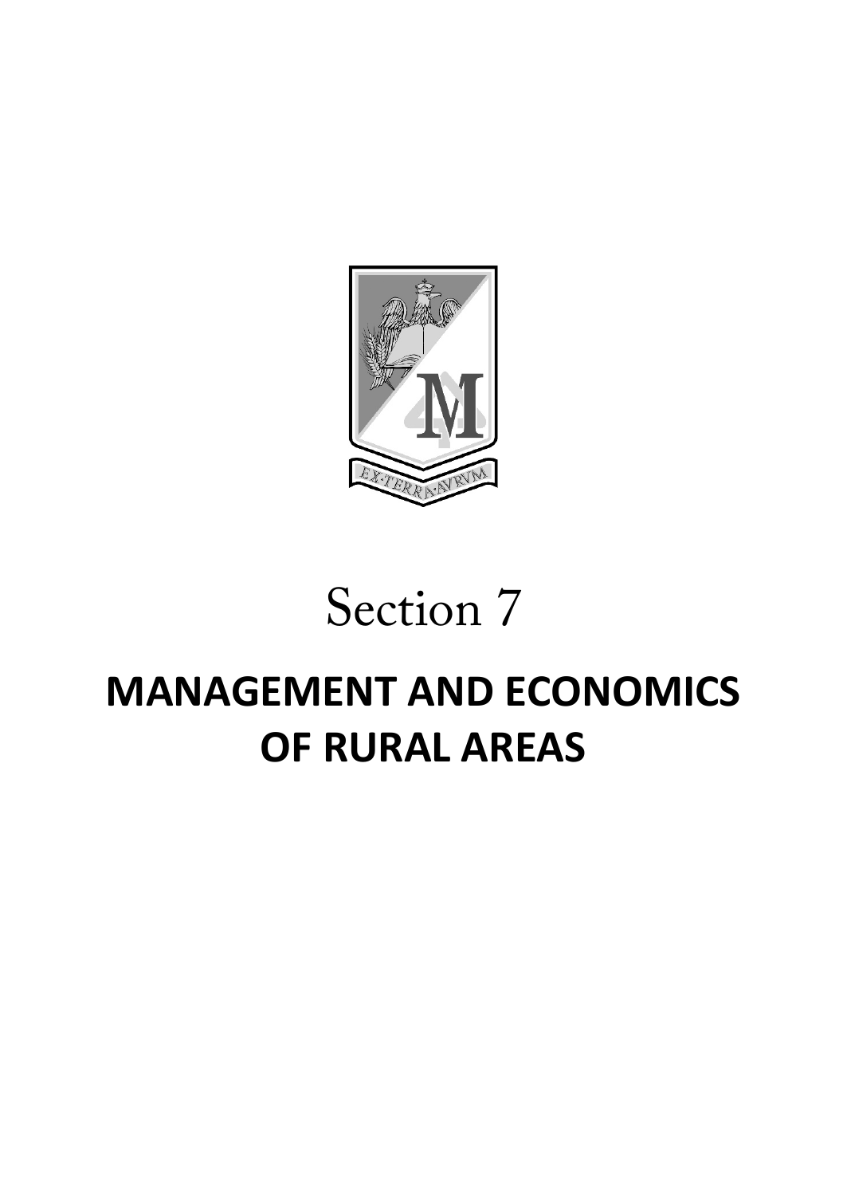# Section 7

# MANAGEMENT AND ECONOMICS OF RURAL AREAS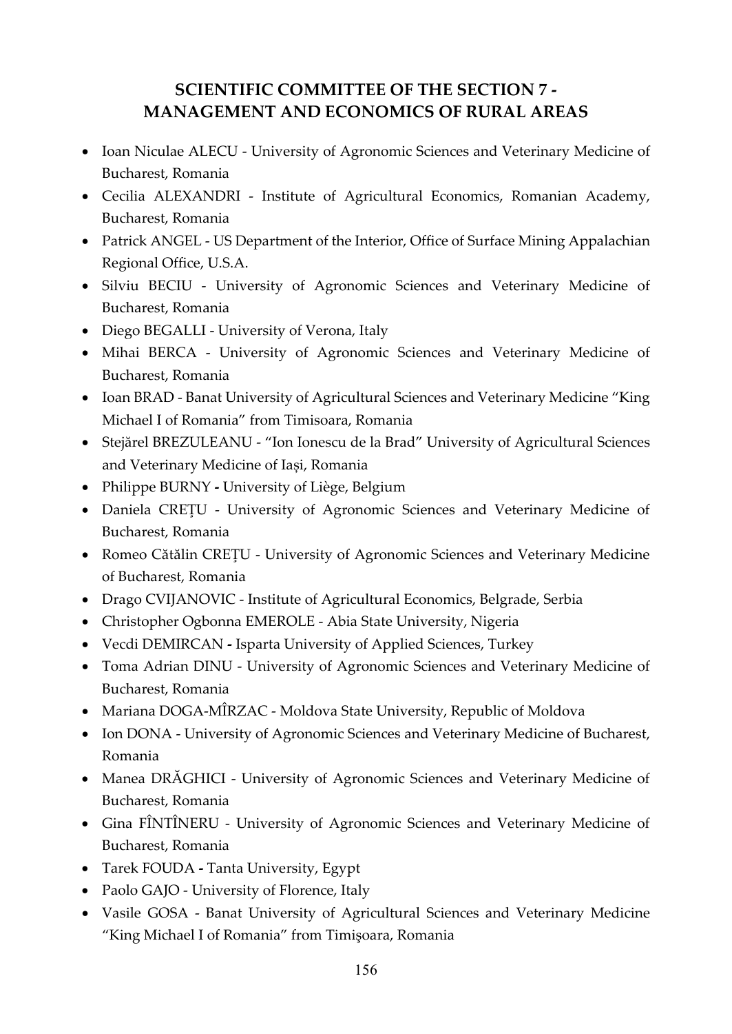## SCIENTIFIC COMMITTEE OF THE SECTION 7 - MANAGEMENT AND ECONOMICS OF RURAL AREAS

- Ioan Niculae ALECU - University of Agronomic Sciences and Veterinary Medicine of Bucharest, Romania
- Cecilia ALEXANDRI - Institute of Agricultural Economics, Romanian Academy, Bucharest, Romania
- Patrick ANGEL - US Department of the Interior, Office of Surface Mining Appalachian Regional Office, U.S.A.
- Silviu BECIU - University of Agronomic Sciences and Veterinary Medicine of Bucharest, Romania
- Diego BEGALLI - University of Verona, Italy
- Mihai BERCA - University of Agronomic Sciences and Veterinary Medicine of Bucharest, Romania
- Ioan BRAD - Banat University of Agricultural Sciences and Veterinary Medicine "King Michael I of Romania" from Timisoara, Romania
- Stejărel BREZULEANU - "Ion Ionescu de la Brad" University of Agricultural Sciences and Veterinary Medicine of Iași, Romania
- Philippe BURNY **-** University of Liège, Belgium
- Daniela CREȚU - University of Agronomic Sciences and Veterinary Medicine of Bucharest, Romania
- Romeo Cătălin CREȚU - University of Agronomic Sciences and Veterinary Medicine of Bucharest, Romania
- Drago CVIJANOVIC - Institute of Agricultural Economics, Belgrade, Serbia
- Christopher Ogbonna EMEROLE - Abia State University, Nigeria
- Vecdi DEMIRCAN **-** Isparta University of Applied Sciences, Turkey
- Toma Adrian DINU - University of Agronomic Sciences and Veterinary Medicine of Bucharest, Romania
- Mariana DOGA-MÎRZAC - Moldova State University, Republic of Moldova
- Ion DONA - University of Agronomic Sciences and Veterinary Medicine of Bucharest, Romania
- Manea DRĂGHICI - University of Agronomic Sciences and Veterinary Medicine of Bucharest, Romania
- Gina FÎNTÎNERU - University of Agronomic Sciences and Veterinary Medicine of Bucharest, Romania
- Tarek FOUDA **-** Tanta University, Egypt
- Paolo GAJO - University of Florence, Italy
- Vasile GOSA - Banat University of Agricultural Sciences and Veterinary Medicine "King Michael I of Romania" from Timişoara, Romania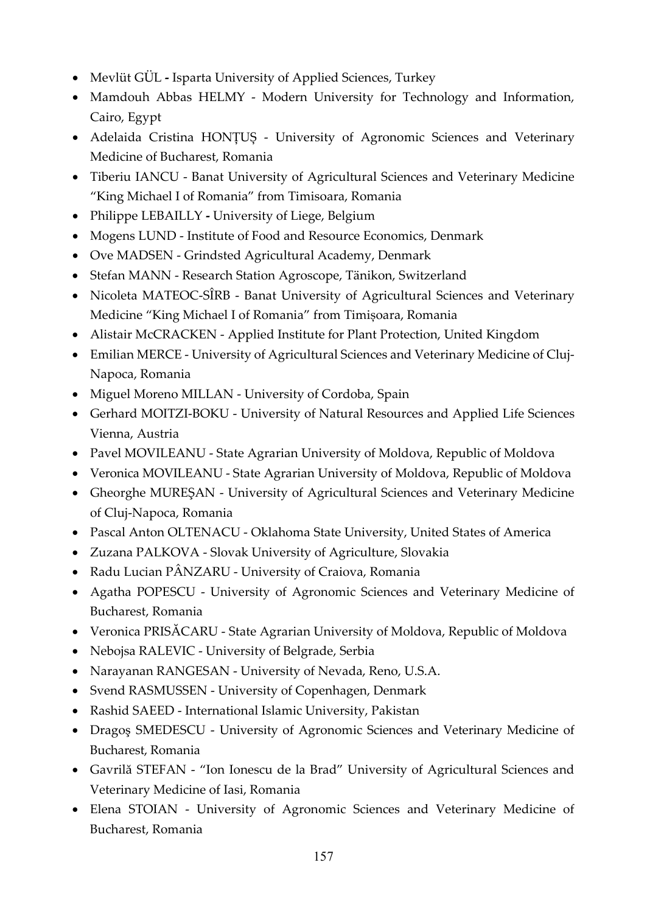- Mevlüt GÜL **-** Isparta University of Applied Sciences, Turkey
- Mamdouh Abbas HELMY - Modern University for Technology and Information, Cairo, Egypt
- Adelaida Cristina HONȚUȘ - University of Agronomic Sciences and Veterinary Medicine of Bucharest, Romania
- Tiberiu IANCU - Banat University of Agricultural Sciences and Veterinary Medicine "King Michael I of Romania" from Timisoara, Romania
- Philippe LEBAILLY **-** University of Liege, Belgium
- Mogens LUND - Institute of Food and Resource Economics, Denmark
- Ove MADSEN - Grindsted Agricultural Academy, Denmark
- Stefan MANN - Research Station Agroscope, Tänikon, Switzerland
- Nicoleta MATEOC-SÎRB - Banat University of Agricultural Sciences and Veterinary Medicine "King Michael I of Romania" from Timișoara, Romania
- Alistair McCRACKEN - Applied Institute for Plant Protection, United Kingdom
- Emilian MERCE - University of Agricultural Sciences and Veterinary Medicine of Cluj-Napoca, Romania
- Miguel Moreno MILLAN - University of Cordoba, Spain
- Gerhard MOITZI-BOKU - University of Natural Resources and Applied Life Sciences Vienna, Austria
- Pavel MOVILEANU - State Agrarian University of Moldova, Republic of Moldova
- Veronica MOVILEANU - State Agrarian University of Moldova, Republic of Moldova
- Gheorghe MUREŞAN - University of Agricultural Sciences and Veterinary Medicine of Cluj-Napoca, Romania
- Pascal Anton OLTENACU - Oklahoma State University, United States of America
- Zuzana PALKOVA - Slovak University of Agriculture, Slovakia
- Radu Lucian PÂNZARU - University of Craiova, Romania
- Agatha POPESCU - University of Agronomic Sciences and Veterinary Medicine of Bucharest, Romania
- Veronica PRISĂCARU - State Agrarian University of Moldova, Republic of Moldova
- Nebojsa RALEVIC - University of Belgrade, Serbia
- Narayanan RANGESAN - University of Nevada, Reno, U.S.A.
- Svend RASMUSSEN - University of Copenhagen, Denmark
- Rashid SAEED - International Islamic University, Pakistan
- Dragoş SMEDESCU - University of Agronomic Sciences and Veterinary Medicine of Bucharest, Romania
- Gavrilă STEFAN - "Ion Ionescu de la Brad" University of Agricultural Sciences and Veterinary Medicine of Iasi, Romania
- Elena STOIAN - University of Agronomic Sciences and Veterinary Medicine of Bucharest, Romania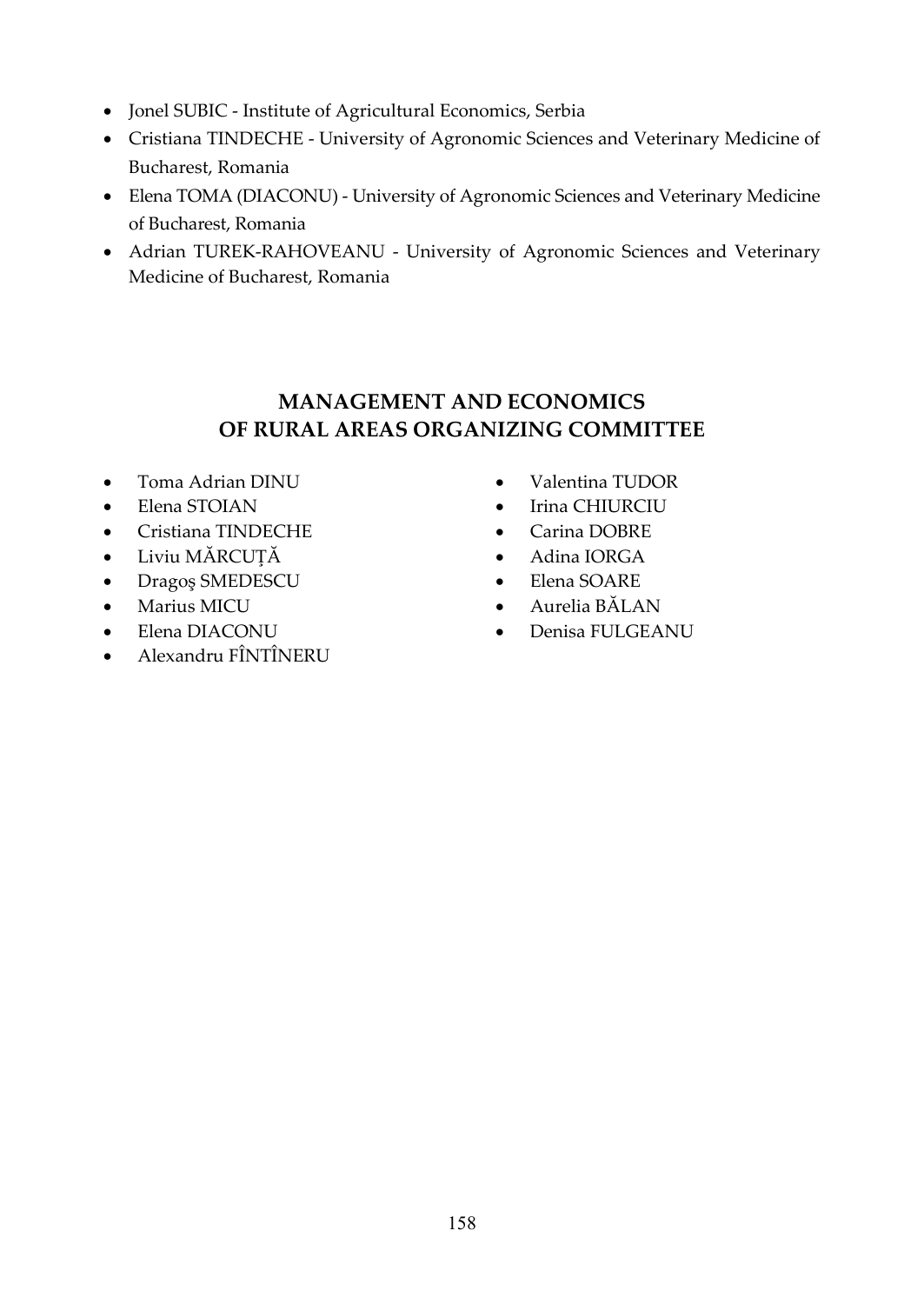- Jonel SUBIC - Institute of Agricultural Economics, Serbia
- Cristiana TINDECHE - University of Agronomic Sciences and Veterinary Medicine of Bucharest, Romania
- Elena TOMA (DIACONU) - University of Agronomic Sciences and Veterinary Medicine of Bucharest, Romania
- Adrian TUREK-RAHOVEANU - University of Agronomic Sciences and Veterinary Medicine of Bucharest, Romania

## MANAGEMENT AND ECONOMICS OF RURAL AREAS ORGANIZING COMMITTEE

- Toma Adrian DINU
- Elena STOIAN
- Cristiana TINDECHE
- Liviu MĂRCUȚĂ
- Dragoş SMEDESCU
- Marius MICU
- Elena DIACONU
- Alexandru FÎNTÎNERU
- Valentina TUDOR
- Irina CHIURCIU
- Carina DOBRE
- Adina IORGA
- Elena SOARE
- Aurelia BĂLAN
- Denisa FULGEANU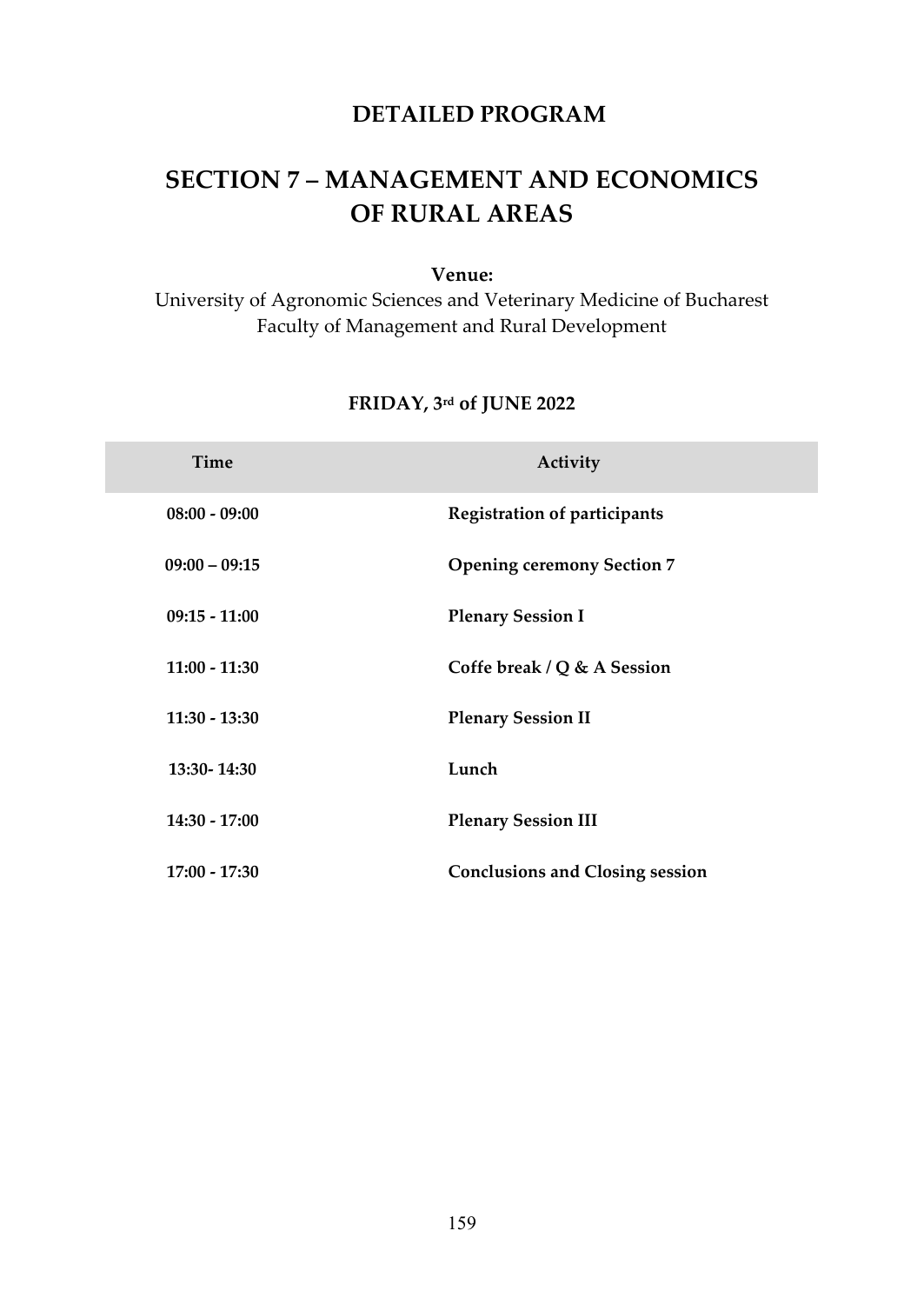## DETAILED PROGRAM

# SECTION 7 – MANAGEMENT AND ECONOMICS OF RURAL AREAS

**Venue:**

University of Agronomic Sciences and Veterinary Medicine of Bucharest
Faculty of Management and Rural Development

### FRIDAY, 3rd of JUNE 2022

| Time | Activity |
|---|---|
| **08:00 - 09:00** | **Registration of participants** |
| **09:00 – 09:15** | **Opening ceremony Section 7** |
| **09:15 - 11:00** | **Plenary Session I** |
| **11:00 - 11:30** | **Coffe break / Q & A Session** |
| **11:30 - 13:30** | **Plenary Session II** |
| **13:30- 14:30** | **Lunch** |
| **14:30 - 17:00** | **Plenary Session III** |
| **17:00 - 17:30** | **Conclusions and Closing session** |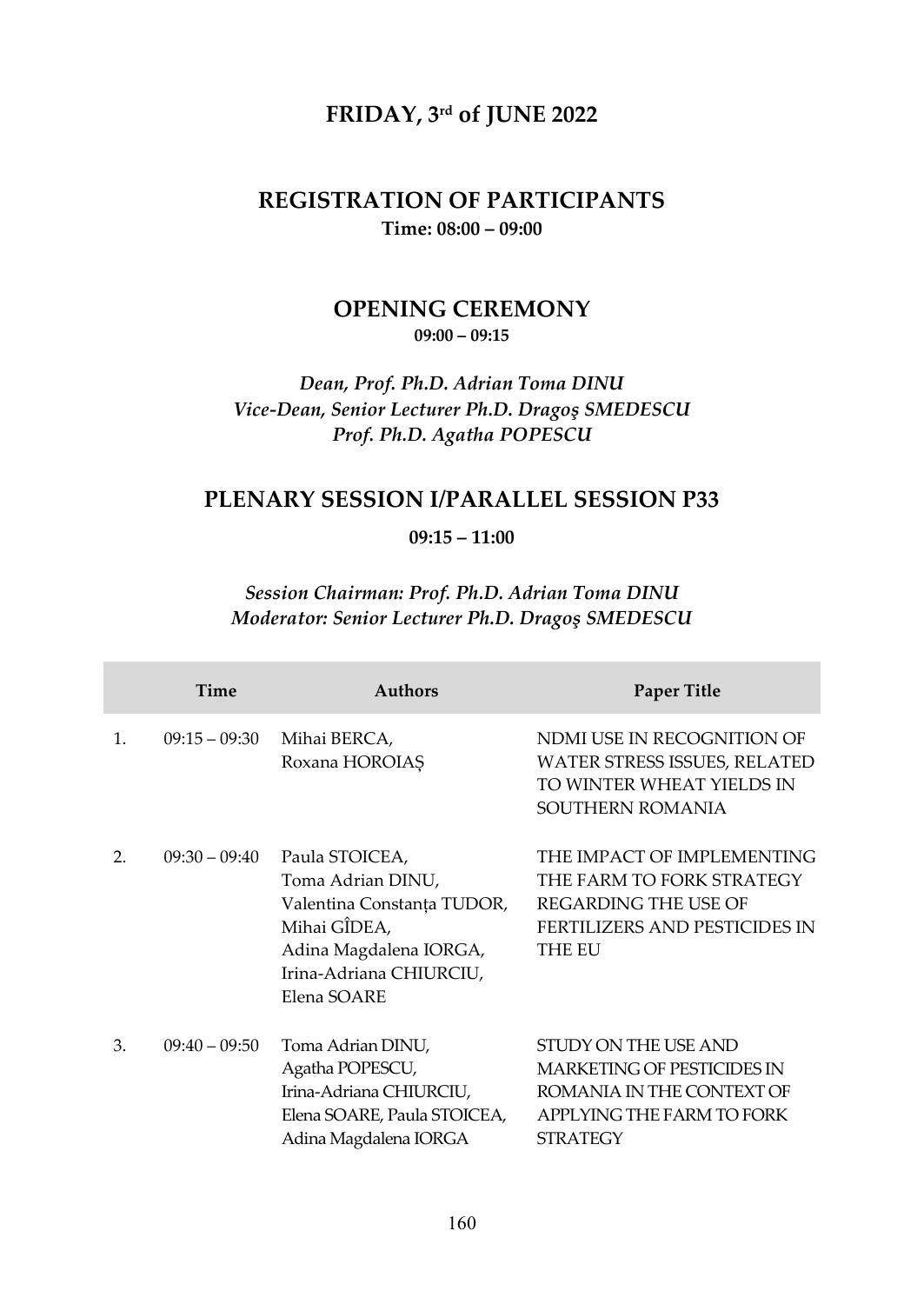## FRIDAY, 3rd of JUNE 2022

## REGISTRATION OF PARTICIPANTS

**Time: 08:00 – 09:00**

## OPENING CEREMONY

**09:00 – 09:15**

***Dean, Prof. Ph.D. Adrian Toma DINU***
***Vice-Dean, Senior Lecturer Ph.D. Dragoş SMEDESCU***
***Prof. Ph.D. Agatha POPESCU***

## PLENARY SESSION I/PARALLEL SESSION P33

**09:15 – 11:00**

***Session Chairman: Prof. Ph.D. Adrian Toma DINU***
***Moderator: Senior Lecturer Ph.D. Dragoş SMEDESCU***

| | Time | Authors | Paper Title |
|---|---|---|---|
| 1. | 09:15 – 09:30 | Mihai BERCA, Roxana HOROIAȘ | NDMI USE IN RECOGNITION OF WATER STRESS ISSUES, RELATED TO WINTER WHEAT YIELDS IN SOUTHERN ROMANIA |
| 2. | 09:30 – 09:40 | Paula STOICEA, Toma Adrian DINU, Valentina Constanța TUDOR, Mihai GÎDEA, Adina Magdalena IORGA, Irina-Adriana CHIURCIU, Elena SOARE | THE IMPACT OF IMPLEMENTING THE FARM TO FORK STRATEGY REGARDING THE USE OF FERTILIZERS AND PESTICIDES IN THE EU |
| 3. | 09:40 – 09:50 | Toma Adrian DINU, Agatha POPESCU, Irina-Adriana CHIURCIU, Elena SOARE, Paula STOICEA, Adina Magdalena IORGA | STUDY ON THE USE AND MARKETING OF PESTICIDES IN ROMANIA IN THE CONTEXT OF APPLYING THE FARM TO FORK STRATEGY |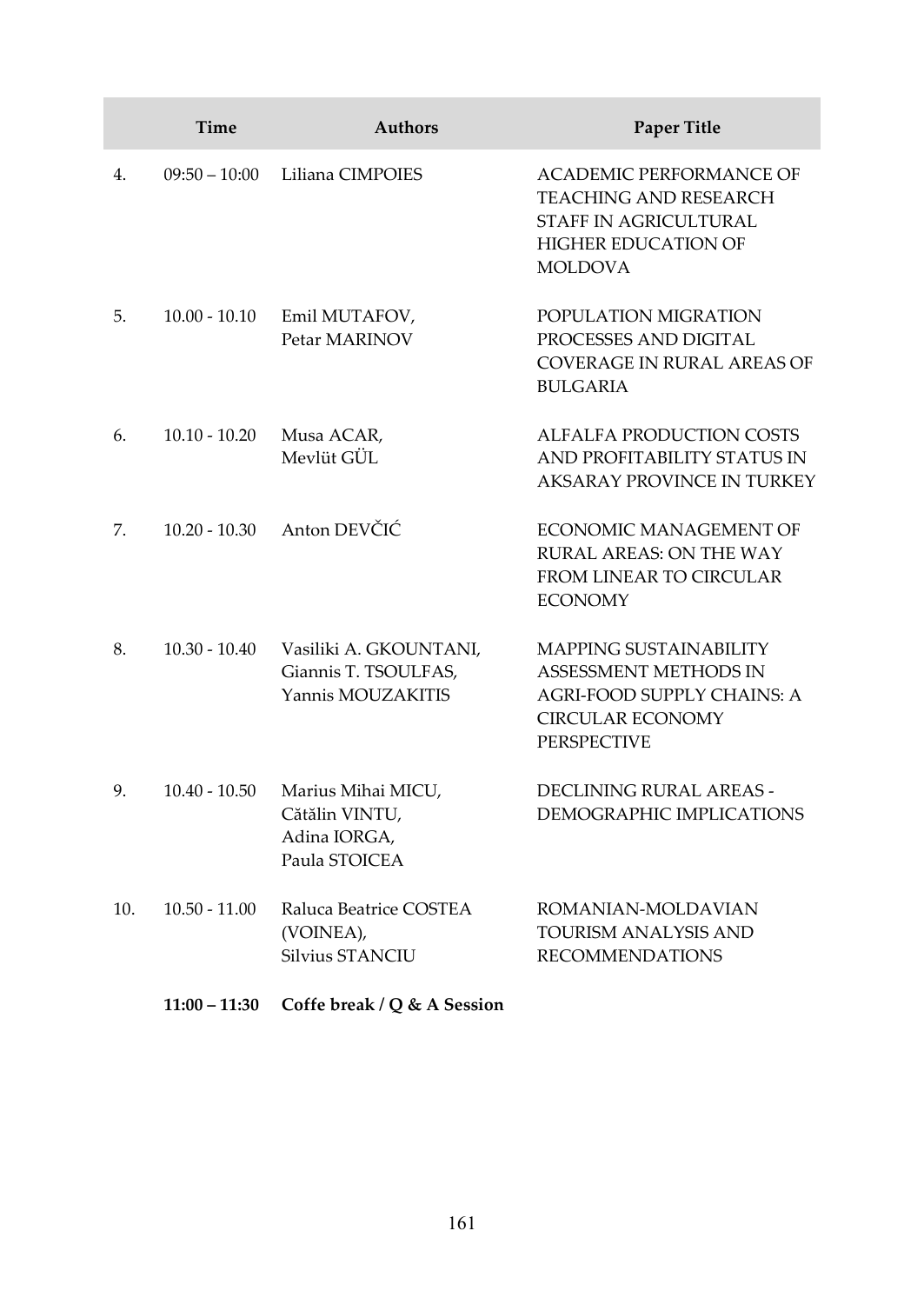| | Time | Authors | Paper Title |
|---|---|---|---|
| 4. | 09:50 – 10:00 | Liliana CIMPOIES | ACADEMIC PERFORMANCE OF TEACHING AND RESEARCH STAFF IN AGRICULTURAL HIGHER EDUCATION OF MOLDOVA |
| 5. | 10.00 - 10.10 | Emil MUTAFOV, Petar MARINOV | POPULATION MIGRATION PROCESSES AND DIGITAL COVERAGE IN RURAL AREAS OF BULGARIA |
| 6. | 10.10 - 10.20 | Musa ACAR, Mevlüt GÜL | ALFALFA PRODUCTION COSTS AND PROFITABILITY STATUS IN AKSARAY PROVINCE IN TURKEY |
| 7. | 10.20 - 10.30 | Anton DEVČIĆ | ECONOMIC MANAGEMENT OF RURAL AREAS: ON THE WAY FROM LINEAR TO CIRCULAR ECONOMY |
| 8. | 10.30 - 10.40 | Vasiliki A. GKOUNTANI, Giannis T. TSOULFAS, Yannis MOUZAKITIS | MAPPING SUSTAINABILITY ASSESSMENT METHODS IN AGRI-FOOD SUPPLY CHAINS: A CIRCULAR ECONOMY PERSPECTIVE |
| 9. | 10.40 - 10.50 | Marius Mihai MICU, Cătălin VINTU, Adina IORGA, Paula STOICEA | DECLINING RURAL AREAS - DEMOGRAPHIC IMPLICATIONS |
| 10. | 10.50 - 11.00 | Raluca Beatrice COSTEA (VOINEA), Silvius STANCIU | ROMANIAN-MOLDAVIAN TOURISM ANALYSIS AND RECOMMENDATIONS |
| | **11:00 – 11:30** | **Coffe break / Q & A Session** | |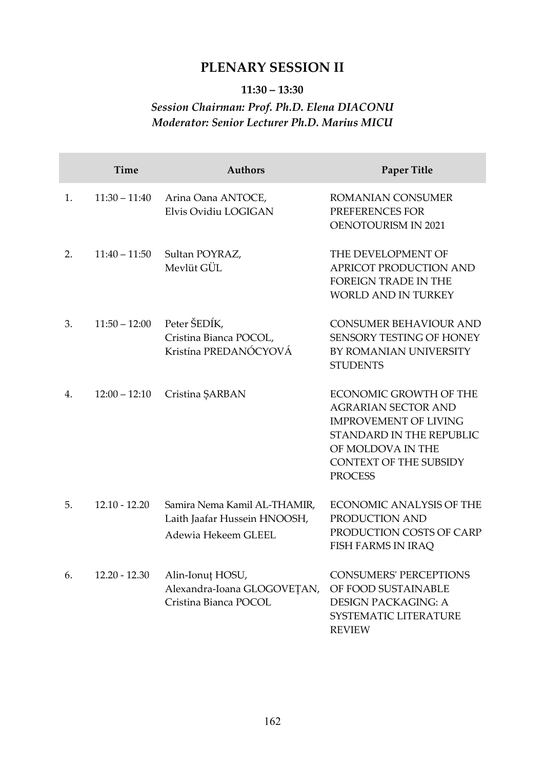## PLENARY SESSION II

**11:30 – 13:30**

***Session Chairman: Prof. Ph.D. Elena DIACONU***
***Moderator: Senior Lecturer Ph.D. Marius MICU***

| | Time | Authors | Paper Title |
|---|---|---|---|
| 1. | 11:30 – 11:40 | Arina Oana ANTOCE, Elvis Ovidiu LOGIGAN | ROMANIAN CONSUMER PREFERENCES FOR OENOTOURISM IN 2021 |
| 2. | 11:40 – 11:50 | Sultan POYRAZ, Mevlüt GÜL | THE DEVELOPMENT OF APRICOT PRODUCTION AND FOREIGN TRADE IN THE WORLD AND IN TURKEY |
| 3. | 11:50 – 12:00 | Peter ŠEDÍK, Cristina Bianca POCOL, Kristína PREDANÓCYOVÁ | CONSUMER BEHAVIOUR AND SENSORY TESTING OF HONEY BY ROMANIAN UNIVERSITY STUDENTS |
| 4. | 12:00 – 12:10 | Cristina ȘARBAN | ECONOMIC GROWTH OF THE AGRARIAN SECTOR AND IMPROVEMENT OF LIVING STANDARD IN THE REPUBLIC OF MOLDOVA IN THE CONTEXT OF THE SUBSIDY PROCESS |
| 5. | 12.10 - 12.20 | Samira Nema Kamil AL-THAMIR, Laith Jaafar Hussein HNOOSH, Adewia Hekeem GLEEL | ECONOMIC ANALYSIS OF THE PRODUCTION AND PRODUCTION COSTS OF CARP FISH FARMS IN IRAQ |
| 6. | 12.20 - 12.30 | Alin-Ionuț HOSU, Alexandra-Ioana GLOGOVEȚAN, Cristina Bianca POCOL | CONSUMERS' PERCEPTIONS OF FOOD SUSTAINABLE DESIGN PACKAGING: A SYSTEMATIC LITERATURE REVIEW |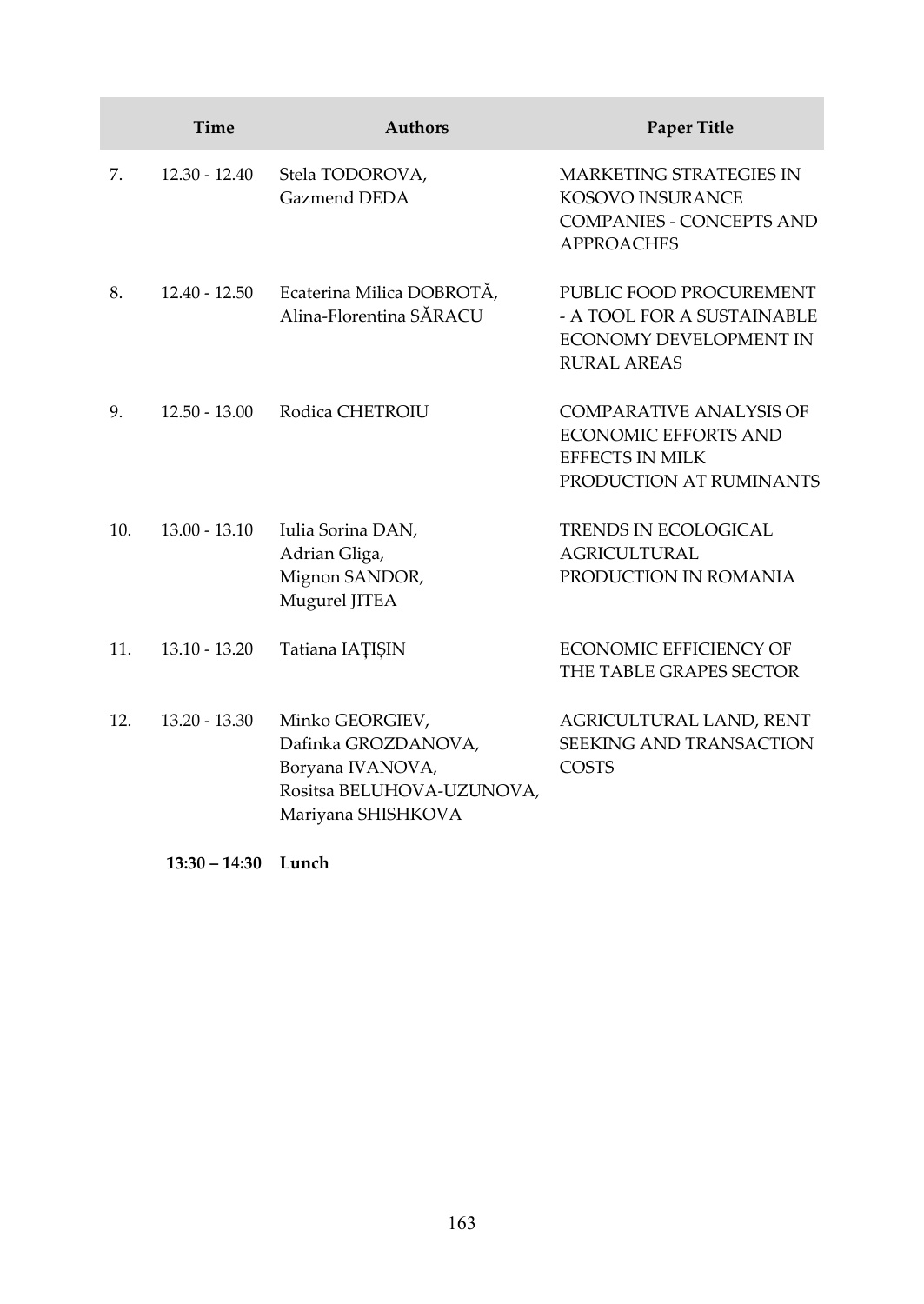| | Time | Authors | Paper Title |
|---|---|---|---|
| 7. | 12.30 - 12.40 | Stela TODOROVA, Gazmend DEDA | MARKETING STRATEGIES IN KOSOVO INSURANCE COMPANIES - CONCEPTS AND APPROACHES |
| 8. | 12.40 - 12.50 | Ecaterina Milica DOBROTĂ, Alina-Florentina SĂRACU | PUBLIC FOOD PROCUREMENT - A TOOL FOR A SUSTAINABLE ECONOMY DEVELOPMENT IN RURAL AREAS |
| 9. | 12.50 - 13.00 | Rodica CHETROIU | COMPARATIVE ANALYSIS OF ECONOMIC EFFORTS AND EFFECTS IN MILK PRODUCTION AT RUMINANTS |
| 10. | 13.00 - 13.10 | Iulia Sorina DAN, Adrian Gliga, Mignon SANDOR, Mugurel JITEA | TRENDS IN ECOLOGICAL AGRICULTURAL PRODUCTION IN ROMANIA |
| 11. | 13.10 - 13.20 | Tatiana IAȚIȘIN | ECONOMIC EFFICIENCY OF THE TABLE GRAPES SECTOR |
| 12. | 13.20 - 13.30 | Minko GEORGIEV, Dafinka GROZDANOVA, Boryana IVANOVA, Rositsa BELUHOVA-UZUNOVA, Mariyana SHISHKOVA | AGRICULTURAL LAND, RENT SEEKING AND TRANSACTION COSTS |
| | **13:30 – 14:30** | **Lunch** | |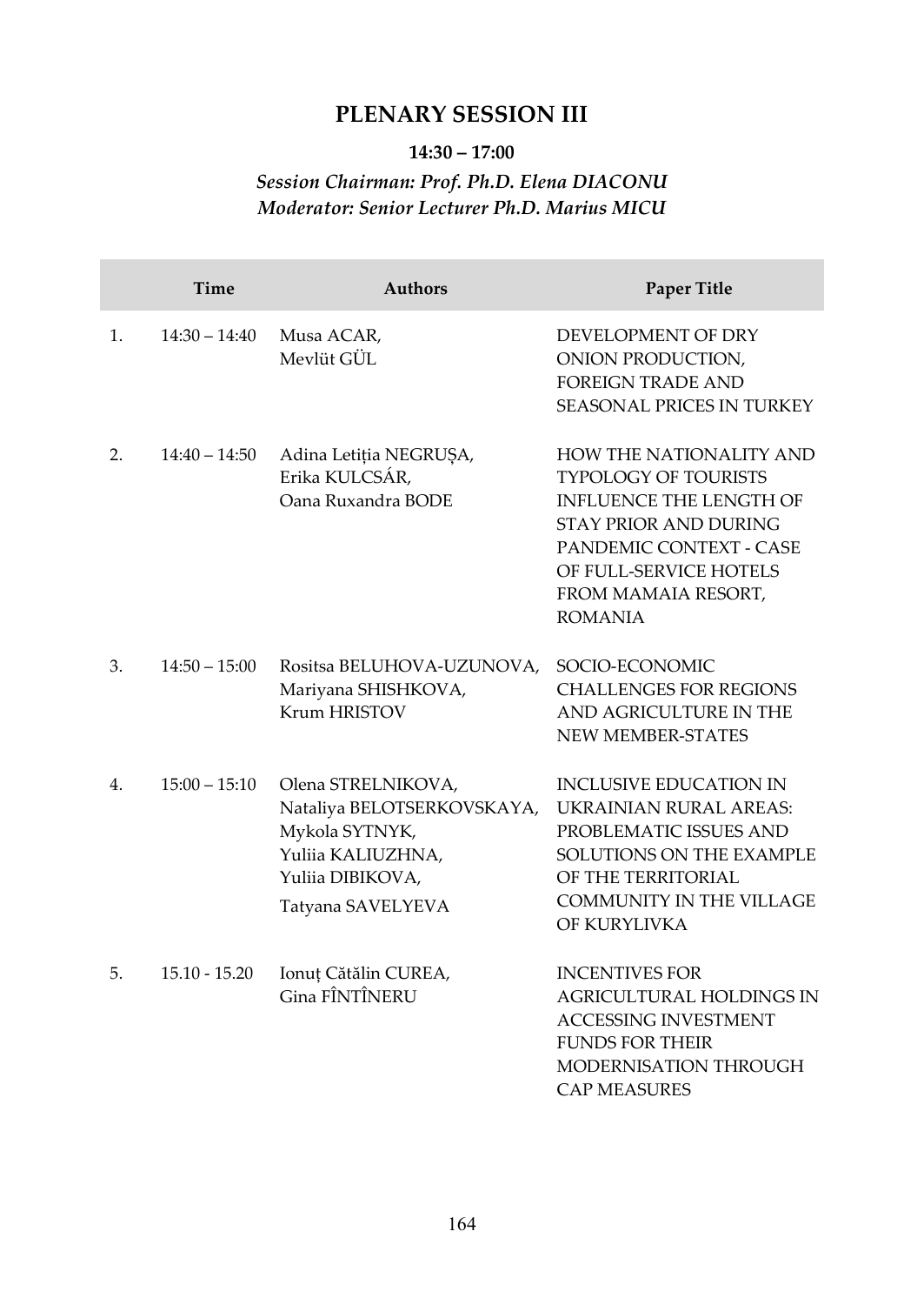# PLENARY SESSION III

**14:30 – 17:00**

***Session Chairman: Prof. Ph.D. Elena DIACONU***
***Moderator: Senior Lecturer Ph.D. Marius MICU***

| | Time | Authors | Paper Title |
|---|---|---|---|
| 1. | 14:30 – 14:40 | Musa ACAR, Mevlüt GÜL | DEVELOPMENT OF DRY ONION PRODUCTION, FOREIGN TRADE AND SEASONAL PRICES IN TURKEY |
| 2. | 14:40 – 14:50 | Adina Letiția NEGRUȘA, Erika KULCSÁR, Oana Ruxandra BODE | HOW THE NATIONALITY AND TYPOLOGY OF TOURISTS INFLUENCE THE LENGTH OF STAY PRIOR AND DURING PANDEMIC CONTEXT - CASE OF FULL-SERVICE HOTELS FROM MAMAIA RESORT, ROMANIA |
| 3. | 14:50 – 15:00 | Rositsa BELUHOVA-UZUNOVA, Mariyana SHISHKOVA, Krum HRISTOV | SOCIO-ECONOMIC CHALLENGES FOR REGIONS AND AGRICULTURE IN THE NEW MEMBER-STATES |
| 4. | 15:00 – 15:10 | Olena STRELNIKOVA, Nataliya BELOTSERKOVSKAYA, Mykola SYTNYK, Yuliia KALIUZHNA, Yuliia DIBIKOVA, Tatyana SAVELYEVA | INCLUSIVE EDUCATION IN UKRAINIAN RURAL AREAS: PROBLEMATIC ISSUES AND SOLUTIONS ON THE EXAMPLE OF THE TERRITORIAL COMMUNITY IN THE VILLAGE OF KURYLIVKA |
| 5. | 15.10 - 15.20 | Ionuț Cătălin CUREA, Gina FÎNTÎNERU | INCENTIVES FOR AGRICULTURAL HOLDINGS IN ACCESSING INVESTMENT FUNDS FOR THEIR MODERNISATION THROUGH CAP MEASURES |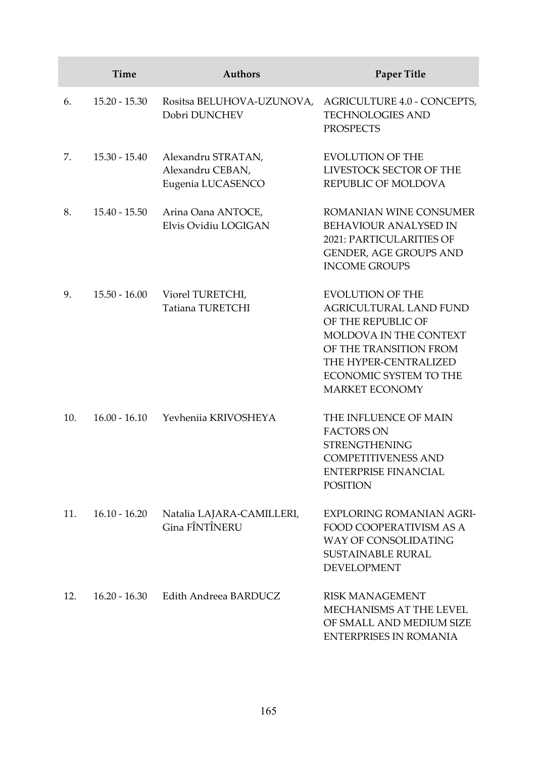| | Time | Authors | Paper Title |
|---|---|---|---|
| 6. | 15.20 - 15.30 | Rositsa BELUHOVA-UZUNOVA, Dobri DUNCHEV | AGRICULTURE 4.0 - CONCEPTS, TECHNOLOGIES AND PROSPECTS |
| 7. | 15.30 - 15.40 | Alexandru STRATAN, Alexandru CEBAN, Eugenia LUCASENCO | EVOLUTION OF THE LIVESTOCK SECTOR OF THE REPUBLIC OF MOLDOVA |
| 8. | 15.40 - 15.50 | Arina Oana ANTOCE, Elvis Ovidiu LOGIGAN | ROMANIAN WINE CONSUMER BEHAVIOUR ANALYSED IN 2021: PARTICULARITIES OF GENDER, AGE GROUPS AND INCOME GROUPS |
| 9. | 15.50 - 16.00 | Viorel TURETCHI, Tatiana TURETCHI | EVOLUTION OF THE AGRICULTURAL LAND FUND OF THE REPUBLIC OF MOLDOVA IN THE CONTEXT OF THE TRANSITION FROM THE HYPER-CENTRALIZED ECONOMIC SYSTEM TO THE MARKET ECONOMY |
| 10. | 16.00 - 16.10 | Yevheniia KRIVOSHEYA | THE INFLUENCE OF MAIN FACTORS ON STRENGTHENING COMPETITIVENESS AND ENTERPRISE FINANCIAL POSITION |
| 11. | 16.10 - 16.20 | Natalia LAJARA-CAMILLERI, Gina FÎNTÎNERU | EXPLORING ROMANIAN AGRI-FOOD COOPERATIVISM AS A WAY OF CONSOLIDATING SUSTAINABLE RURAL DEVELOPMENT |
| 12. | 16.20 - 16.30 | Edith Andreea BARDUCZ | RISK MANAGEMENT MECHANISMS AT THE LEVEL OF SMALL AND MEDIUM SIZE ENTERPRISES IN ROMANIA |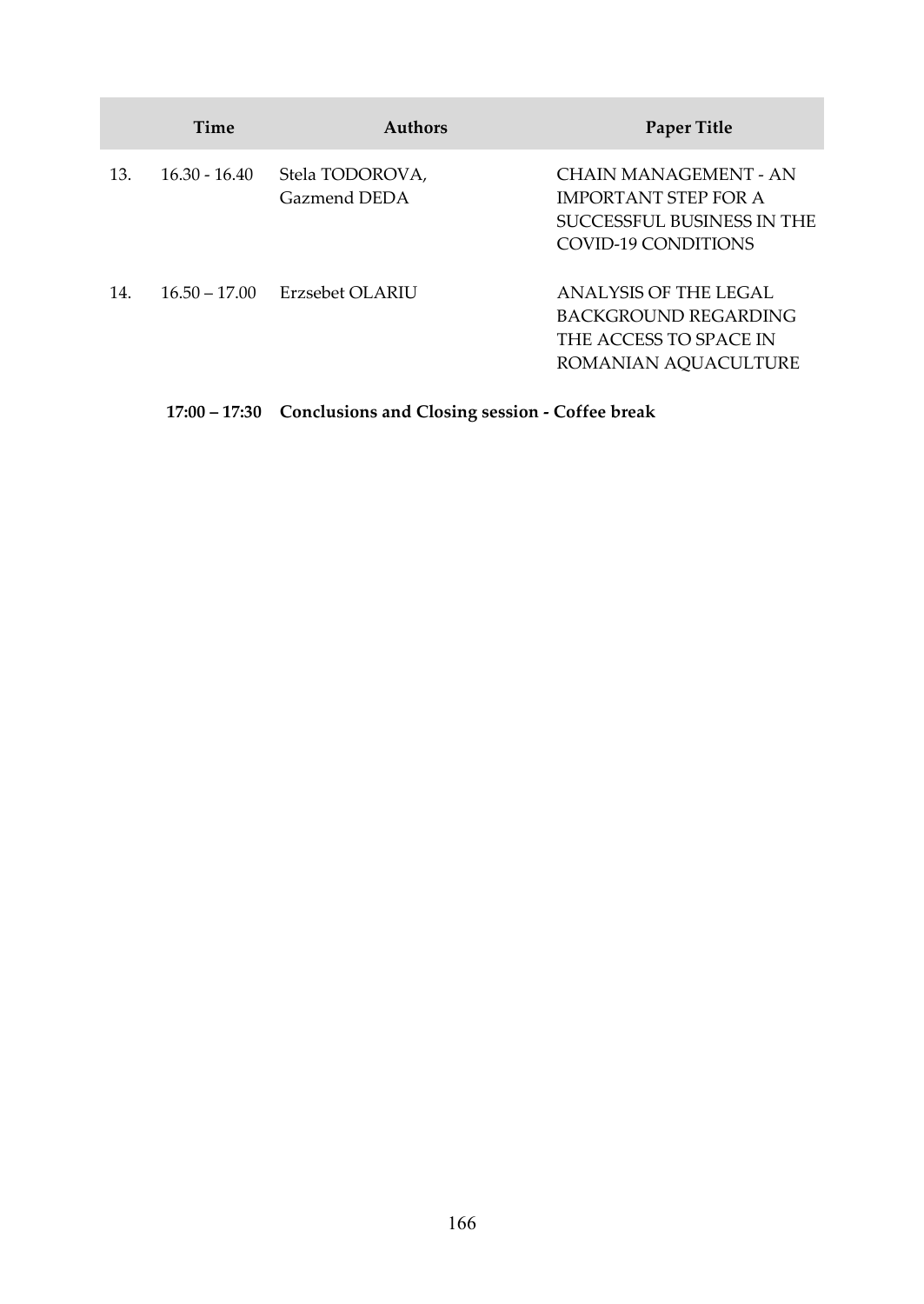| | Time | Authors | Paper Title |
|---|---|---|---|
| 13. | 16.30 - 16.40 | Stela TODOROVA, Gazmend DEDA | CHAIN MANAGEMENT - AN IMPORTANT STEP FOR A SUCCESSFUL BUSINESS IN THE COVID-19 CONDITIONS |
| 14. | 16.50 – 17.00 | Erzsebet OLARIU | ANALYSIS OF THE LEGAL BACKGROUND REGARDING THE ACCESS TO SPACE IN ROMANIAN AQUACULTURE |

**17:00 – 17:30 Conclusions and Closing session - Coffee break**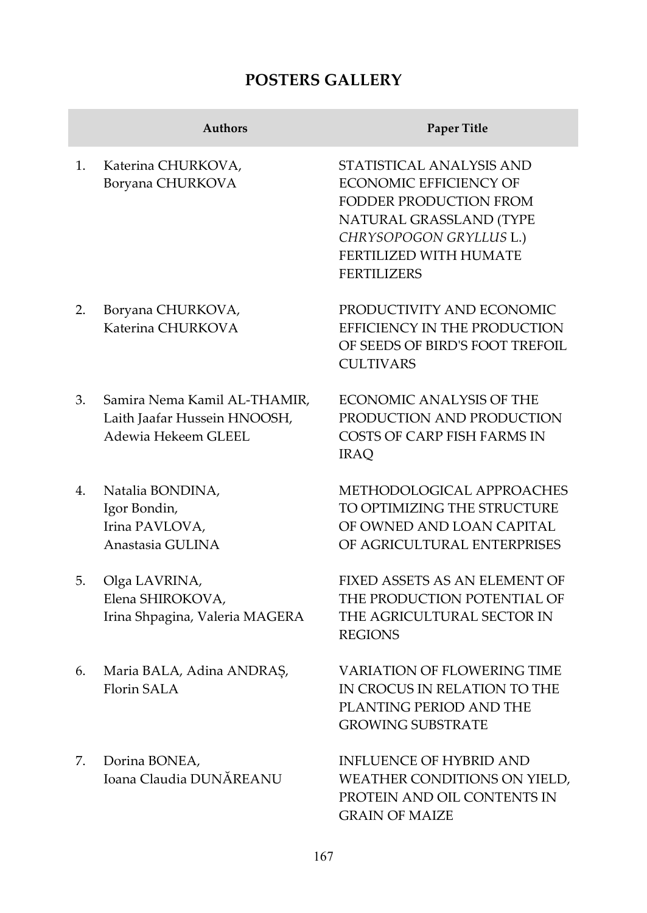## POSTERS GALLERY

| | Authors | Paper Title |
|---|---|---|
| 1. | Katerina CHURKOVA, Boryana CHURKOVA | STATISTICAL ANALYSIS AND ECONOMIC EFFICIENCY OF FODDER PRODUCTION FROM NATURAL GRASSLAND (TYPE *CHRYSOPOGON GRYLLUS* L.) FERTILIZED WITH HUMATE FERTILIZERS |
| 2. | Boryana CHURKOVA, Katerina CHURKOVA | PRODUCTIVITY AND ECONOMIC EFFICIENCY IN THE PRODUCTION OF SEEDS OF BIRD'S FOOT TREFOIL CULTIVARS |
| 3. | Samira Nema Kamil AL-THAMIR, Laith Jaafar Hussein HNOOSH, Adewia Hekeem GLEEL | ECONOMIC ANALYSIS OF THE PRODUCTION AND PRODUCTION COSTS OF CARP FISH FARMS IN IRAQ |
| 4. | Natalia BONDINA, Igor Bondin, Irina PAVLOVA, Anastasia GULINA | METHODOLOGICAL APPROACHES TO OPTIMIZING THE STRUCTURE OF OWNED AND LOAN CAPITAL OF AGRICULTURAL ENTERPRISES |
| 5. | Olga LAVRINA, Elena SHIROKOVA, Irina Shpagina, Valeria MAGERA | FIXED ASSETS AS AN ELEMENT OF THE PRODUCTION POTENTIAL OF THE AGRICULTURAL SECTOR IN REGIONS |
| 6. | Maria BALA, Adina ANDRAȘ, Florin SALA | VARIATION OF FLOWERING TIME IN CROCUS IN RELATION TO THE PLANTING PERIOD AND THE GROWING SUBSTRATE |
| 7. | Dorina BONEA, Ioana Claudia DUNĂREANU | INFLUENCE OF HYBRID AND WEATHER CONDITIONS ON YIELD, PROTEIN AND OIL CONTENTS IN GRAIN OF MAIZE |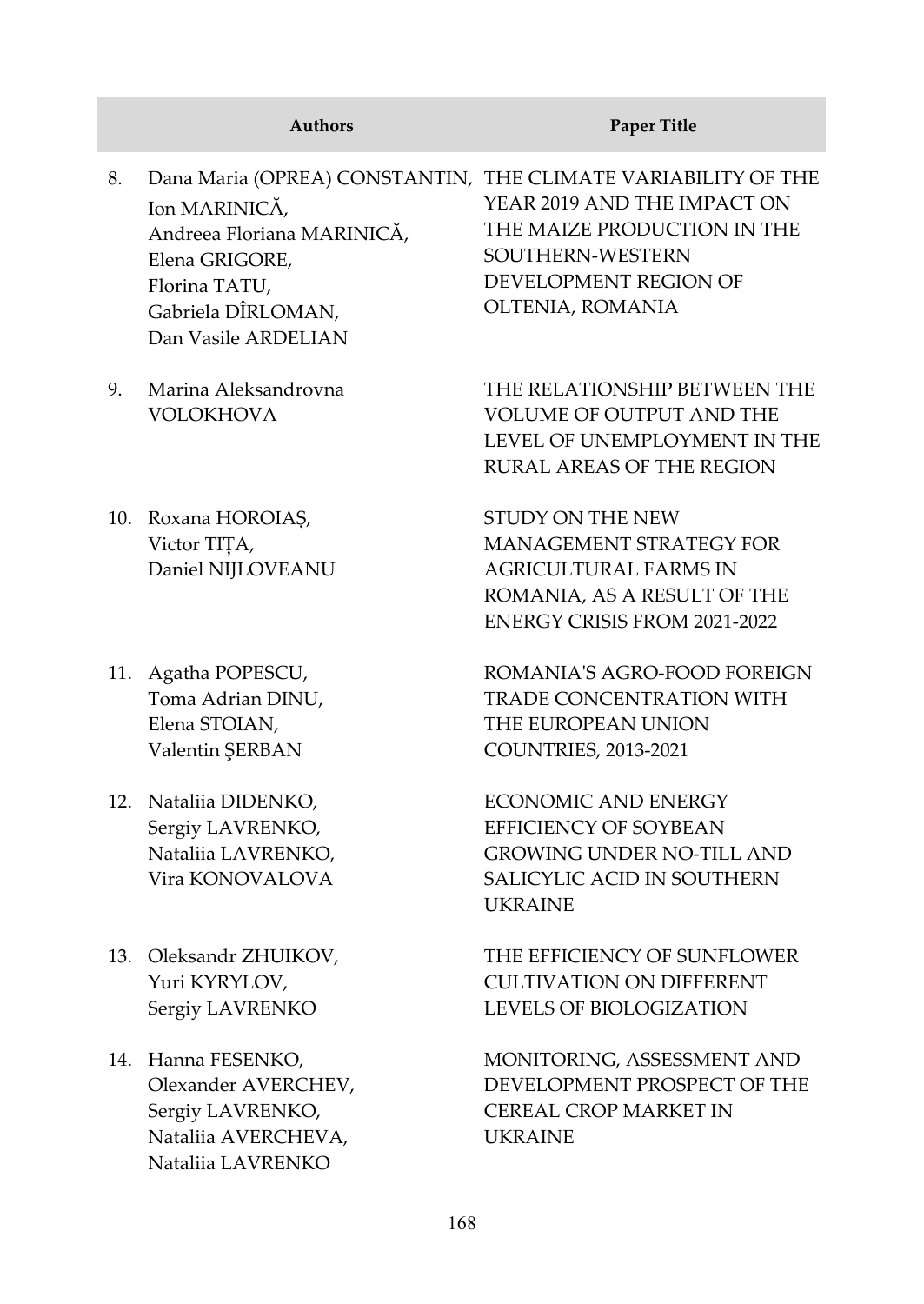| | Authors | Paper Title |
|---|---|---|
| 8. | Dana Maria (OPREA) CONSTANTIN, Ion MARINICĂ, Andreea Floriana MARINICĂ, Elena GRIGORE, Florina TATU, Gabriela DÎRLOMAN, Dan Vasile ARDELIAN | THE CLIMATE VARIABILITY OF THE YEAR 2019 AND THE IMPACT ON THE MAIZE PRODUCTION IN THE SOUTHERN-WESTERN DEVELOPMENT REGION OF OLTENIA, ROMANIA |
| 9. | Marina Aleksandrovna VOLOKHOVA | THE RELATIONSHIP BETWEEN THE VOLUME OF OUTPUT AND THE LEVEL OF UNEMPLOYMENT IN THE RURAL AREAS OF THE REGION |
| 10. | Roxana HOROIAȘ, Victor TIȚA, Daniel NIJLOVEANU | STUDY ON THE NEW MANAGEMENT STRATEGY FOR AGRICULTURAL FARMS IN ROMANIA, AS A RESULT OF THE ENERGY CRISIS FROM 2021-2022 |
| 11. | Agatha POPESCU, Toma Adrian DINU, Elena STOIAN, Valentin ŞERBAN | ROMANIA'S AGRO-FOOD FOREIGN TRADE CONCENTRATION WITH THE EUROPEAN UNION COUNTRIES, 2013-2021 |
| 12. | Nataliia DIDENKO, Sergiy LAVRENKO, Nataliia LAVRENKO, Vira KONOVALOVA | ECONOMIC AND ENERGY EFFICIENCY OF SOYBEAN GROWING UNDER NO-TILL AND SALICYLIC ACID IN SOUTHERN UKRAINE |
| 13. | Oleksandr ZHUIKOV, Yuri KYRYLOV, Sergiy LAVRENKO | THE EFFICIENCY OF SUNFLOWER CULTIVATION ON DIFFERENT LEVELS OF BIOLOGIZATION |
| 14. | Hanna FESENKO, Olexander AVERCHEV, Sergiy LAVRENKO, Nataliia AVERCHEVA, Nataliia LAVRENKO | MONITORING, ASSESSMENT AND DEVELOPMENT PROSPECT OF THE CEREAL CROP MARKET IN UKRAINE |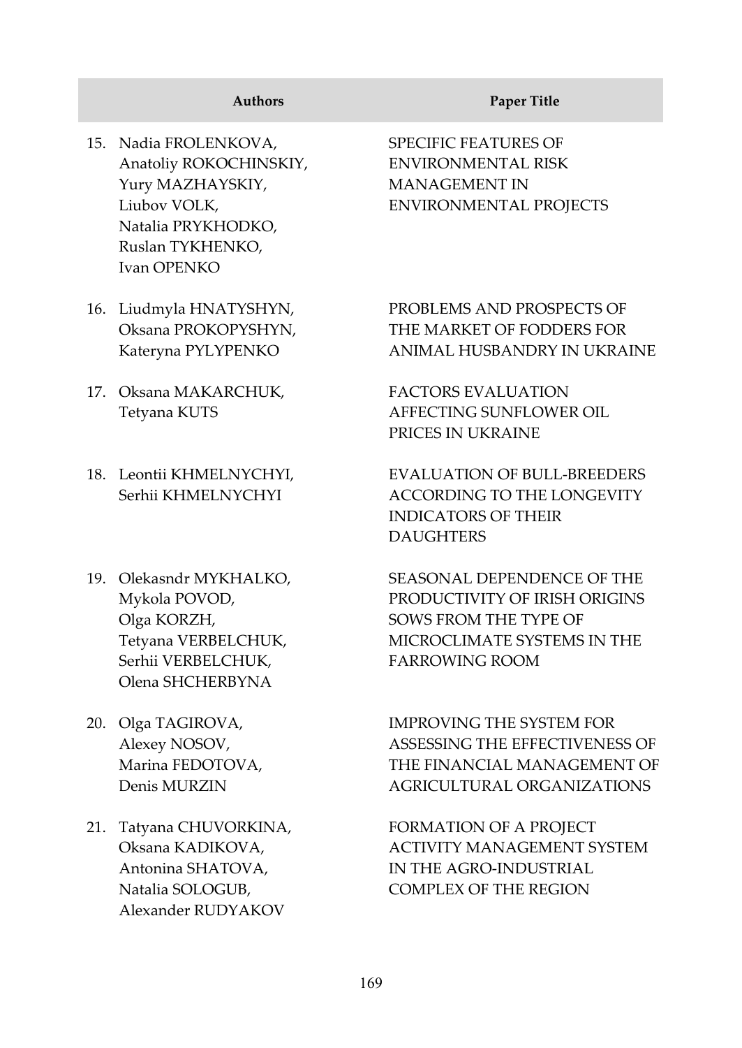| | Authors | Paper Title |
|---|---|---|
| 15. | Nadia FROLENKOVA, Anatoliy ROKOCHINSKIY, Yury MAZHAYSKIY, Liubov VOLK, Natalia PRYKHODKO, Ruslan TYKHENKO, Ivan OPENKO | SPECIFIC FEATURES OF ENVIRONMENTAL RISK MANAGEMENT IN ENVIRONMENTAL PROJECTS |
| 16. | Liudmyla HNATYSHYN, Oksana PROKOPYSHYN, Kateryna PYLYPENKO | PROBLEMS AND PROSPECTS OF THE MARKET OF FODDERS FOR ANIMAL HUSBANDRY IN UKRAINE |
| 17. | Oksana MAKARCHUK, Tetyana KUTS | FACTORS EVALUATION AFFECTING SUNFLOWER OIL PRICES IN UKRAINE |
| 18. | Leontii KHMELNYCHYI, Serhii KHMELNYCHYI | EVALUATION OF BULL-BREEDERS ACCORDING TO THE LONGEVITY INDICATORS OF THEIR DAUGHTERS |
| 19. | Olekasndr MYKHALKO, Mykola POVOD, Olga KORZH, Tetyana VERBELCHUK, Serhii VERBELCHUK, Olena SHCHERBYNA | SEASONAL DEPENDENCE OF THE PRODUCTIVITY OF IRISH ORIGINS SOWS FROM THE TYPE OF MICROCLIMATE SYSTEMS IN THE FARROWING ROOM |
| 20. | Olga TAGIROVA, Alexey NOSOV, Marina FEDOTOVA, Denis MURZIN | IMPROVING THE SYSTEM FOR ASSESSING THE EFFECTIVENESS OF THE FINANCIAL MANAGEMENT OF AGRICULTURAL ORGANIZATIONS |
| 21. | Tatyana CHUVORKINA, Oksana KADIKOVA, Antonina SHATOVA, Natalia SOLOGUB, Alexander RUDYAKOV | FORMATION OF A PROJECT ACTIVITY MANAGEMENT SYSTEM IN THE AGRO-INDUSTRIAL COMPLEX OF THE REGION |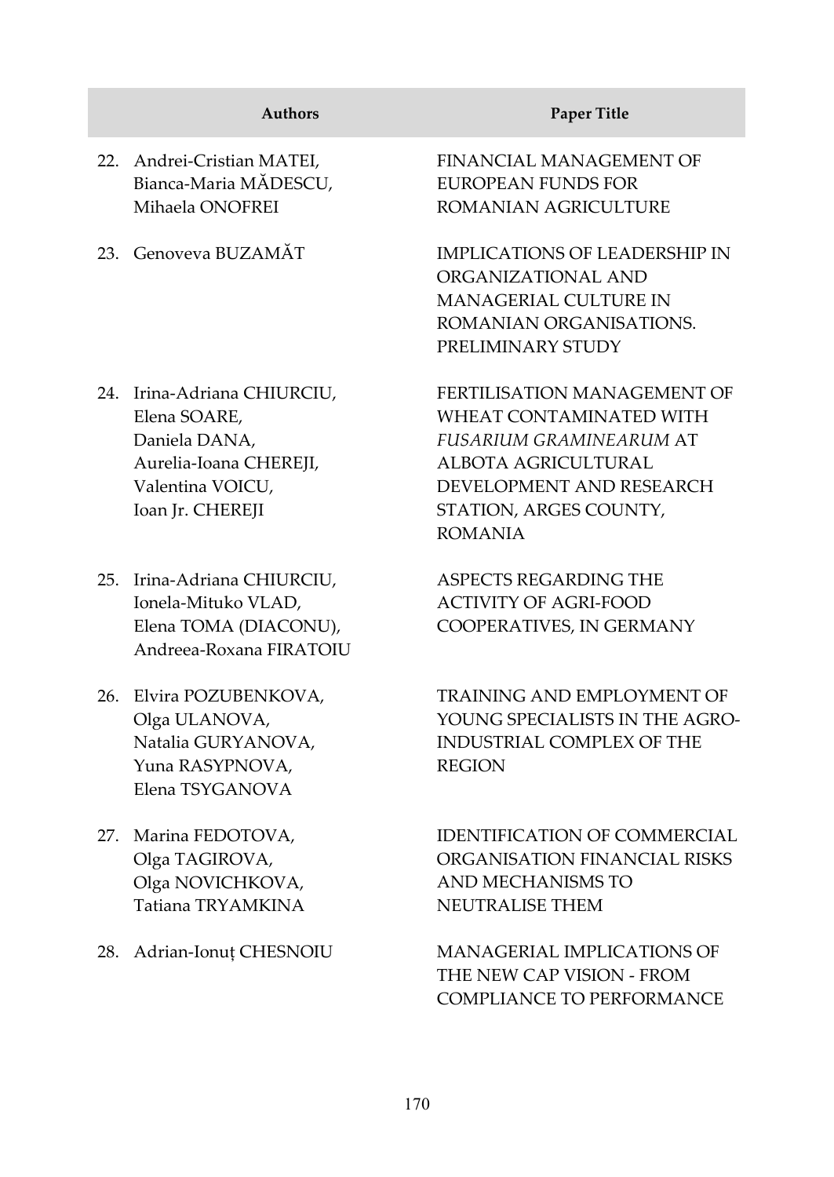| | Authors | Paper Title |
|---|---|---|
| 22. | Andrei-Cristian MATEI, Bianca-Maria MĂDESCU, Mihaela ONOFREI | FINANCIAL MANAGEMENT OF EUROPEAN FUNDS FOR ROMANIAN AGRICULTURE |
| 23. | Genoveva BUZAMĂT | IMPLICATIONS OF LEADERSHIP IN ORGANIZATIONAL AND MANAGERIAL CULTURE IN ROMANIAN ORGANISATIONS. PRELIMINARY STUDY |
| 24. | Irina-Adriana CHIURCIU, Elena SOARE, Daniela DANA, Aurelia-Ioana CHEREJI, Valentina VOICU, Ioan Jr. CHEREJI | FERTILISATION MANAGEMENT OF WHEAT CONTAMINATED WITH *FUSARIUM GRAMINEARUM* AT ALBOTA AGRICULTURAL DEVELOPMENT AND RESEARCH STATION, ARGES COUNTY, ROMANIA |
| 25. | Irina-Adriana CHIURCIU, Ionela-Mituko VLAD, Elena TOMA (DIACONU), Andreea-Roxana FIRATOIU | ASPECTS REGARDING THE ACTIVITY OF AGRI-FOOD COOPERATIVES, IN GERMANY |
| 26. | Elvira POZUBENKOVA, Olga ULANOVA, Natalia GURYANOVA, Yuna RASYPNOVA, Elena TSYGANOVA | TRAINING AND EMPLOYMENT OF YOUNG SPECIALISTS IN THE AGRO-INDUSTRIAL COMPLEX OF THE REGION |
| 27. | Marina FEDOTOVA, Olga TAGIROVA, Olga NOVICHKOVA, Tatiana TRYAMKINA | IDENTIFICATION OF COMMERCIAL ORGANISATION FINANCIAL RISKS AND MECHANISMS TO NEUTRALISE THEM |
| 28. | Adrian-Ionuț CHESNOIU | MANAGERIAL IMPLICATIONS OF THE NEW CAP VISION - FROM COMPLIANCE TO PERFORMANCE |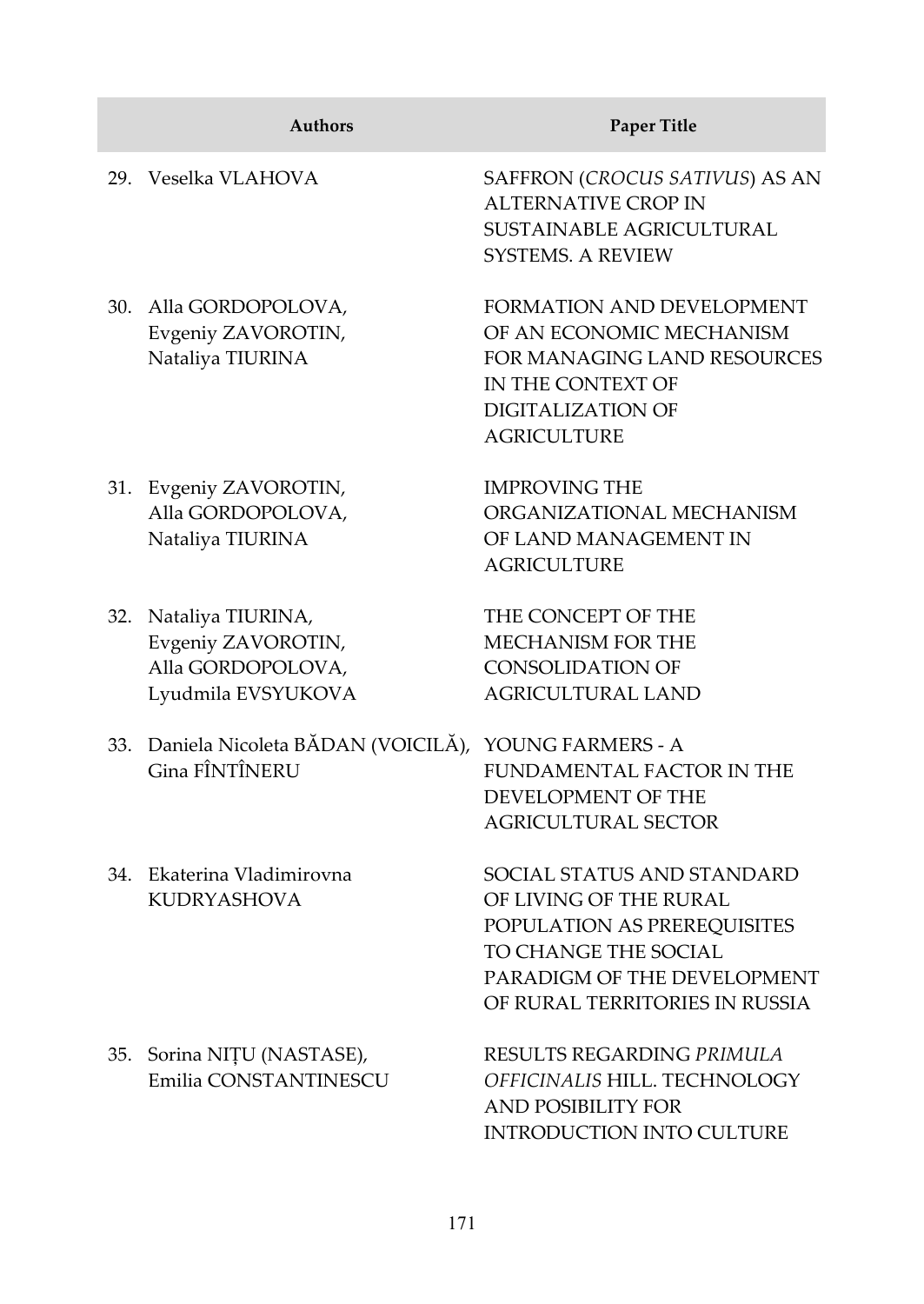| | Authors | Paper Title |
|---|---|---|
| 29. | Veselka VLAHOVA | SAFFRON (*CROCUS SATIVUS*) AS AN ALTERNATIVE CROP IN SUSTAINABLE AGRICULTURAL SYSTEMS. A REVIEW |
| 30. | Alla GORDOPOLOVA, Evgeniy ZAVOROTIN, Nataliya TIURINA | FORMATION AND DEVELOPMENT OF AN ECONOMIC MECHANISM FOR MANAGING LAND RESOURCES IN THE CONTEXT OF DIGITALIZATION OF AGRICULTURE |
| 31. | Evgeniy ZAVOROTIN, Alla GORDOPOLOVA, Nataliya TIURINA | IMPROVING THE ORGANIZATIONAL MECHANISM OF LAND MANAGEMENT IN AGRICULTURE |
| 32. | Nataliya TIURINA, Evgeniy ZAVOROTIN, Alla GORDOPOLOVA, Lyudmila EVSYUKOVA | THE CONCEPT OF THE MECHANISM FOR THE CONSOLIDATION OF AGRICULTURAL LAND |
| 33. | Daniela Nicoleta BĂDAN (VOICILĂ), Gina FÎNTÎNERU | YOUNG FARMERS - A FUNDAMENTAL FACTOR IN THE DEVELOPMENT OF THE AGRICULTURAL SECTOR |
| 34. | Ekaterina Vladimirovna KUDRYASHOVA | SOCIAL STATUS AND STANDARD OF LIVING OF THE RURAL POPULATION AS PREREQUISITES TO CHANGE THE SOCIAL PARADIGM OF THE DEVELOPMENT OF RURAL TERRITORIES IN RUSSIA |
| 35. | Sorina NIȚU (NASTASE), Emilia CONSTANTINESCU | RESULTS REGARDING *PRIMULA OFFICINALIS* HILL. TECHNOLOGY AND POSIBILITY FOR INTRODUCTION INTO CULTURE |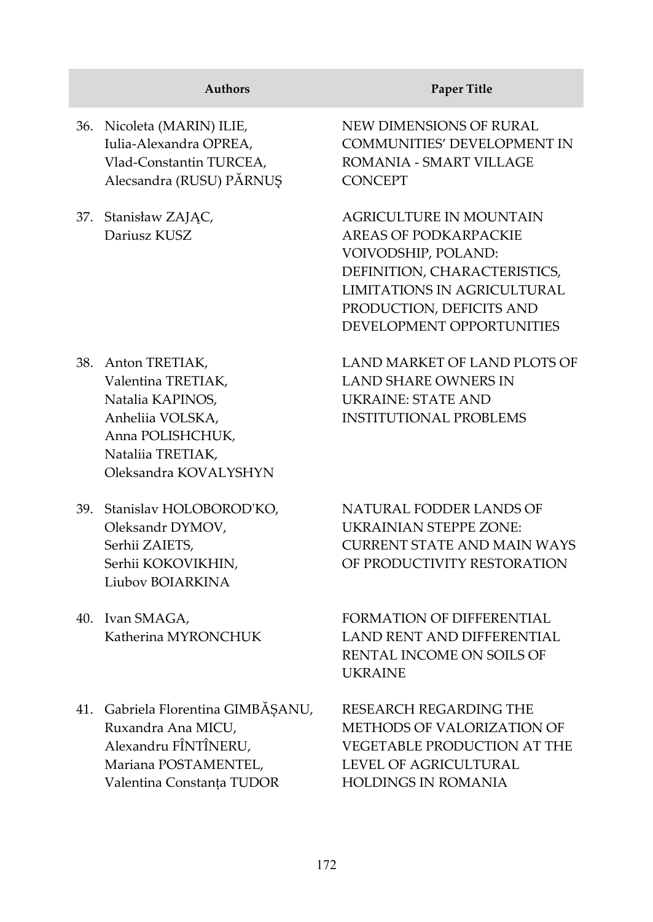| | Authors | Paper Title |
|---|---|---|
| 36. | Nicoleta (MARIN) ILIE, Iulia-Alexandra OPREA, Vlad-Constantin TURCEA, Alecsandra (RUSU) PĂRNUȘ | NEW DIMENSIONS OF RURAL COMMUNITIES' DEVELOPMENT IN ROMANIA - SMART VILLAGE CONCEPT |
| 37. | Stanisław ZAJĄC, Dariusz KUSZ | AGRICULTURE IN MOUNTAIN AREAS OF PODKARPACKIE VOIVODSHIP, POLAND: DEFINITION, CHARACTERISTICS, LIMITATIONS IN AGRICULTURAL PRODUCTION, DEFICITS AND DEVELOPMENT OPPORTUNITIES |
| 38. | Anton TRETIAK, Valentina TRETIAK, Natalia KAPINOS, Anheliia VOLSKA, Anna POLISHCHUK, Nataliia TRETIAK, Oleksandra KOVALYSHYN | LAND MARKET OF LAND PLOTS OF LAND SHARE OWNERS IN UKRAINE: STATE AND INSTITUTIONAL PROBLEMS |
| 39. | Stanislav HOLOBOROD'KO, Oleksandr DYMOV, Serhii ZAIETS, Serhii KOKOVIKHIN, Liubov BOIARKINA | NATURAL FODDER LANDS OF UKRAINIAN STEPPE ZONE: CURRENT STATE AND MAIN WAYS OF PRODUCTIVITY RESTORATION |
| 40. | Ivan SMAGA, Katherina MYRONCHUK | FORMATION OF DIFFERENTIAL LAND RENT AND DIFFERENTIAL RENTAL INCOME ON SOILS OF UKRAINE |
| 41. | Gabriela Florentina GIMBĂȘANU, Ruxandra Ana MICU, Alexandru FÎNTÎNERU, Mariana POSTAMENTEL, Valentina Constanța TUDOR | RESEARCH REGARDING THE METHODS OF VALORIZATION OF VEGETABLE PRODUCTION AT THE LEVEL OF AGRICULTURAL HOLDINGS IN ROMANIA |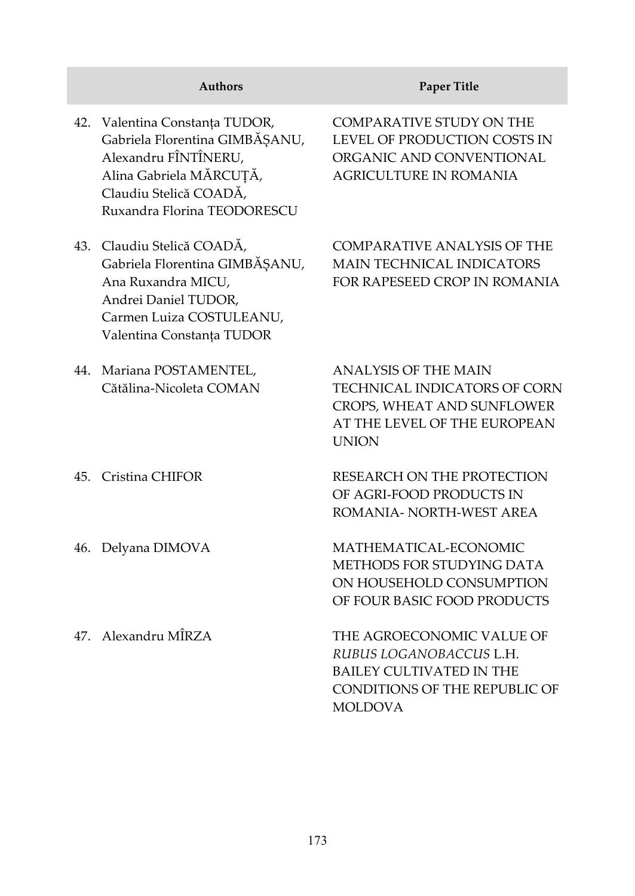| | Authors | Paper Title |
|---|---|---|
| 42. | Valentina Constanța TUDOR, Gabriela Florentina GIMBĂȘANU, Alexandru FÎNTÎNERU, Alina Gabriela MĂRCUȚĂ, Claudiu Stelică COADĂ, Ruxandra Florina TEODORESCU | COMPARATIVE STUDY ON THE LEVEL OF PRODUCTION COSTS IN ORGANIC AND CONVENTIONAL AGRICULTURE IN ROMANIA |
| 43. | Claudiu Stelică COADĂ, Gabriela Florentina GIMBĂȘANU, Ana Ruxandra MICU, Andrei Daniel TUDOR, Carmen Luiza COSTULEANU, Valentina Constanța TUDOR | COMPARATIVE ANALYSIS OF THE MAIN TECHNICAL INDICATORS FOR RAPESEED CROP IN ROMANIA |
| 44. | Mariana POSTAMENTEL, Cătălina-Nicoleta COMAN | ANALYSIS OF THE MAIN TECHNICAL INDICATORS OF CORN CROPS, WHEAT AND SUNFLOWER AT THE LEVEL OF THE EUROPEAN UNION |
| 45. | Cristina CHIFOR | RESEARCH ON THE PROTECTION OF AGRI-FOOD PRODUCTS IN ROMANIA- NORTH-WEST AREA |
| 46. | Delyana DIMOVA | MATHEMATICAL-ECONOMIC METHODS FOR STUDYING DATA ON HOUSEHOLD CONSUMPTION OF FOUR BASIC FOOD PRODUCTS |
| 47. | Alexandru MÎRZA | THE AGROECONOMIC VALUE OF *RUBUS LOGANOBACCUS* L.H. BAILEY CULTIVATED IN THE CONDITIONS OF THE REPUBLIC OF MOLDOVA |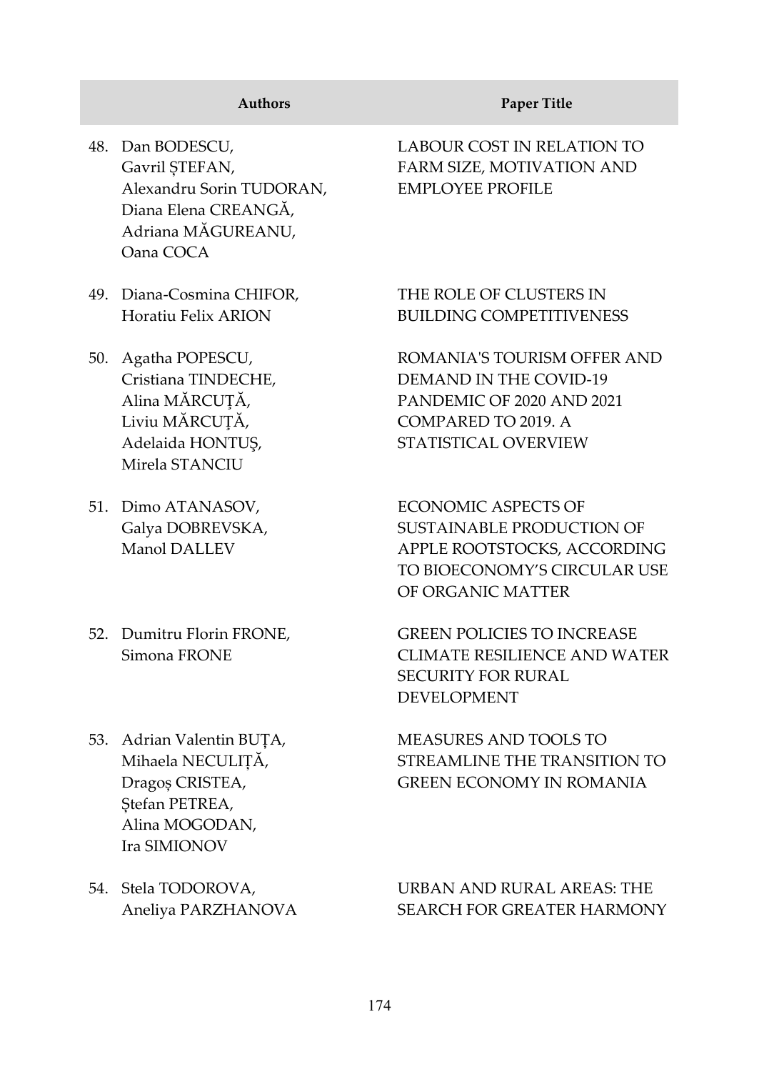| | Authors | Paper Title |
|---|---|---|
| 48. | Dan BODESCU, Gavril ȘTEFAN, Alexandru Sorin TUDORAN, Diana Elena CREANGĂ, Adriana MĂGUREANU, Oana COCA | LABOUR COST IN RELATION TO FARM SIZE, MOTIVATION AND EMPLOYEE PROFILE |
| 49. | Diana-Cosmina CHIFOR, Horatiu Felix ARION | THE ROLE OF CLUSTERS IN BUILDING COMPETITIVENESS |
| 50. | Agatha POPESCU, Cristiana TINDECHE, Alina MĂRCUȚĂ, Liviu MĂRCUȚĂ, Adelaida HONTUȘ, Mirela STANCIU | ROMANIA'S TOURISM OFFER AND DEMAND IN THE COVID-19 PANDEMIC OF 2020 AND 2021 COMPARED TO 2019. A STATISTICAL OVERVIEW |
| 51. | Dimo ATANASOV, Galya DOBREVSKA, Manol DALLEV | ECONOMIC ASPECTS OF SUSTAINABLE PRODUCTION OF APPLE ROOTSTOCKS, ACCORDING TO BIOECONOMY'S CIRCULAR USE OF ORGANIC MATTER |
| 52. | Dumitru Florin FRONE, Simona FRONE | GREEN POLICIES TO INCREASE CLIMATE RESILIENCE AND WATER SECURITY FOR RURAL DEVELOPMENT |
| 53. | Adrian Valentin BUȚA, Mihaela NECULIȚĂ, Dragoș CRISTEA, Ștefan PETREA, Alina MOGODAN, Ira SIMIONOV | MEASURES AND TOOLS TO STREAMLINE THE TRANSITION TO GREEN ECONOMY IN ROMANIA |
| 54. | Stela TODOROVA, Aneliya PARZHANOVA | URBAN AND RURAL AREAS: THE SEARCH FOR GREATER HARMONY |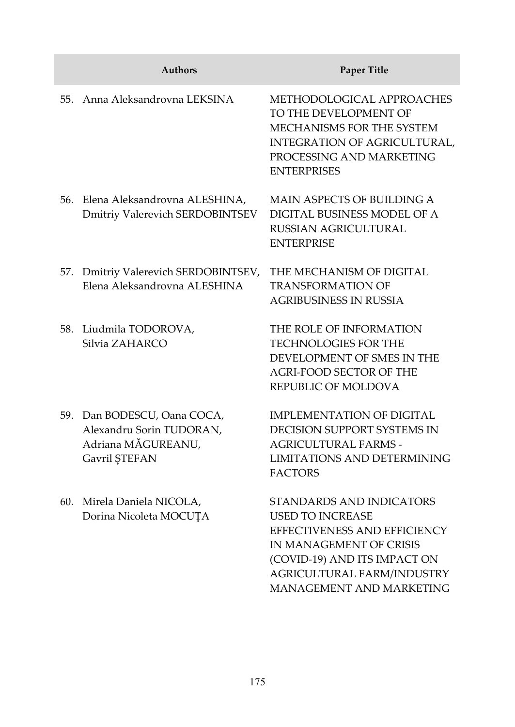| | Authors | Paper Title |
|---|---|---|
| 55. | Anna Aleksandrovna LEKSINA | METHODOLOGICAL APPROACHES TO THE DEVELOPMENT OF MECHANISMS FOR THE SYSTEM INTEGRATION OF AGRICULTURAL, PROCESSING AND MARKETING ENTERPRISES |
| 56. | Elena Aleksandrovna ALESHINA, Dmitriy Valerevich SERDOBINTSEV | MAIN ASPECTS OF BUILDING A DIGITAL BUSINESS MODEL OF A RUSSIAN AGRICULTURAL ENTERPRISE |
| 57. | Dmitriy Valerevich SERDOBINTSEV, Elena Aleksandrovna ALESHINA | THE MECHANISM OF DIGITAL TRANSFORMATION OF AGRIBUSINESS IN RUSSIA |
| 58. | Liudmila TODOROVA, Silvia ZAHARCO | THE ROLE OF INFORMATION TECHNOLOGIES FOR THE DEVELOPMENT OF SMES IN THE AGRI-FOOD SECTOR OF THE REPUBLIC OF MOLDOVA |
| 59. | Dan BODESCU, Oana COCA, Alexandru Sorin TUDORAN, Adriana MĂGUREANU, Gavril ȘTEFAN | IMPLEMENTATION OF DIGITAL DECISION SUPPORT SYSTEMS IN AGRICULTURAL FARMS - LIMITATIONS AND DETERMINING FACTORS |
| 60. | Mirela Daniela NICOLA, Dorina Nicoleta MOCUȚA | STANDARDS AND INDICATORS USED TO INCREASE EFFECTIVENESS AND EFFICIENCY IN MANAGEMENT OF CRISIS (COVID-19) AND ITS IMPACT ON AGRICULTURAL FARM/INDUSTRY MANAGEMENT AND MARKETING |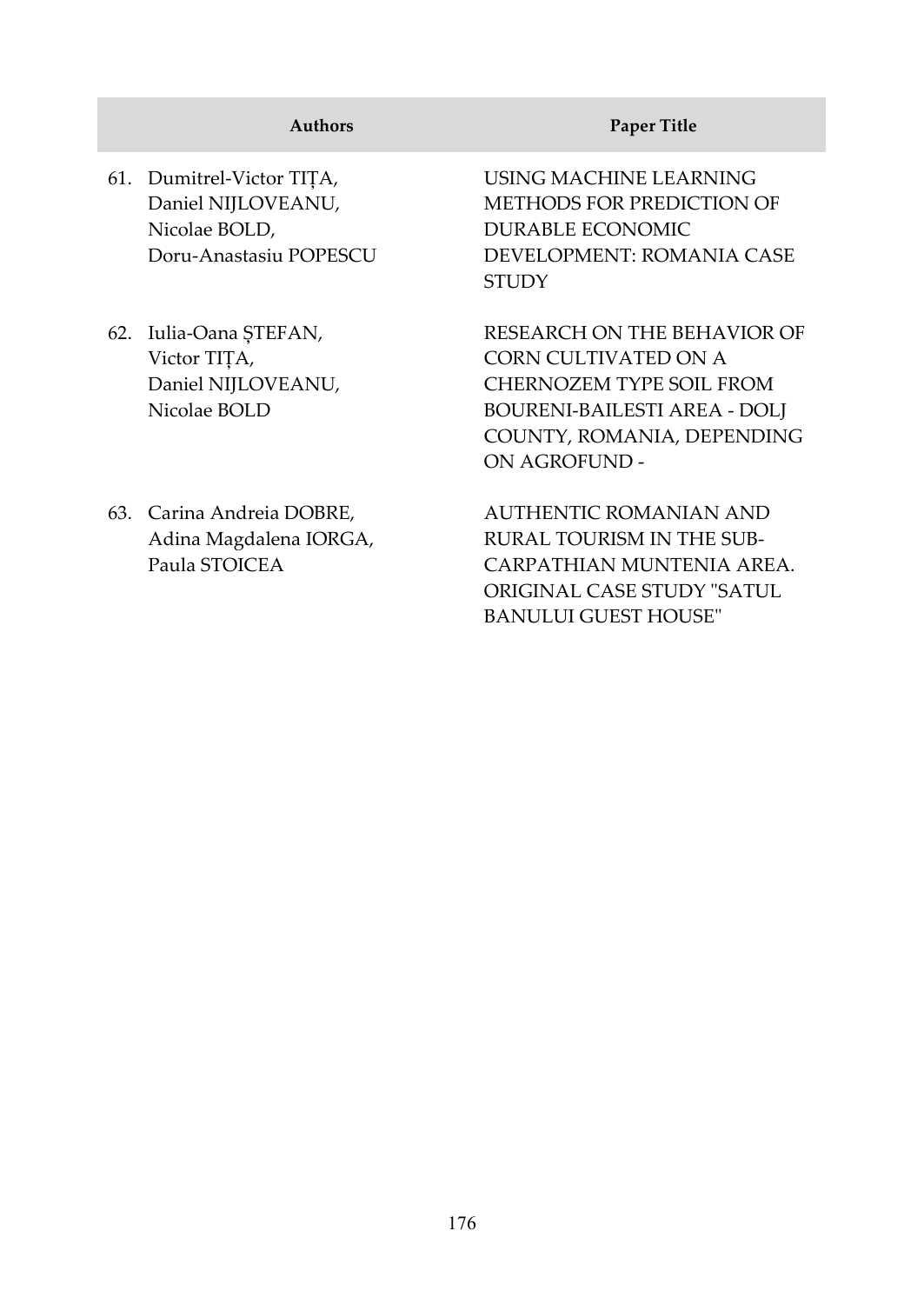| | Authors | Paper Title |
|---|---|---|
| 61. | Dumitrel-Victor TIȚA, Daniel NIJLOVEANU, Nicolae BOLD, Doru-Anastasiu POPESCU | USING MACHINE LEARNING METHODS FOR PREDICTION OF DURABLE ECONOMIC DEVELOPMENT: ROMANIA CASE STUDY |
| 62. | Iulia-Oana ȘTEFAN, Victor TIȚA, Daniel NIJLOVEANU, Nicolae BOLD | RESEARCH ON THE BEHAVIOR OF CORN CULTIVATED ON A CHERNOZEM TYPE SOIL FROM BOURENI-BAILESTI AREA - DOLJ COUNTY, ROMANIA, DEPENDING ON AGROFUND - |
| 63. | Carina Andreia DOBRE, Adina Magdalena IORGA, Paula STOICEA | AUTHENTIC ROMANIAN AND RURAL TOURISM IN THE SUB-CARPATHIAN MUNTENIA AREA. ORIGINAL CASE STUDY "SATUL BANULUI GUEST HOUSE" |